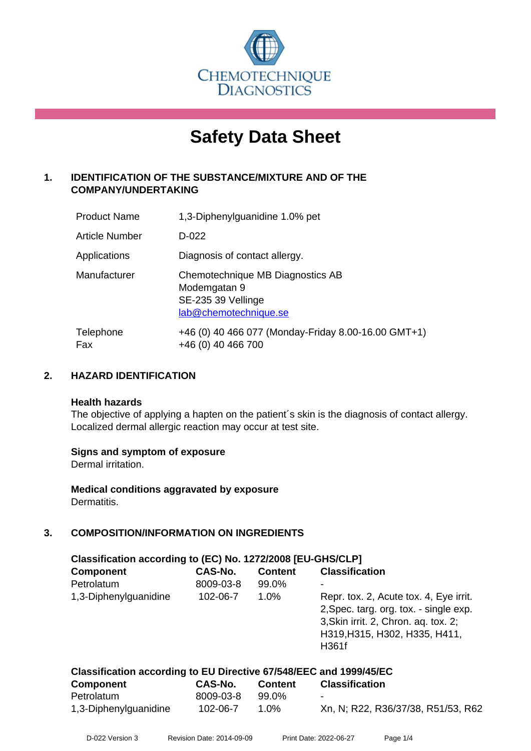CHEMOTECHNIQUE DIAGNOSTICS

# Safety Data Sheet

## 1. IDENTIFICATION OF THE SUBSTANCE/MIXTURE AND OF THE COMPANY/UNDERTAKING

| | |
|---|---|
| Product Name | 1,3-Diphenylguanidine 1.0% pet |
| Article Number | D-022 |
| Applications | Diagnosis of contact allergy. |
| Manufacturer | Chemotechnique MB Diagnostics AB<br>Modemgatan 9<br>SE-235 39 Vellinge<br>lab@chemotechnique.se |
| Telephone<br>Fax | +46 (0) 40 466 077 (Monday-Friday 8.00-16.00 GMT+1)<br>+46 (0) 40 466 700 |

## 2. HAZARD IDENTIFICATION

**Health hazards**
The objective of applying a hapten on the patient´s skin is the diagnosis of contact allergy. Localized dermal allergic reaction may occur at test site.

**Signs and symptom of exposure**
Dermal irritation.

**Medical conditions aggravated by exposure**
Dermatitis.

## 3. COMPOSITION/INFORMATION ON INGREDIENTS

**Classification according to (EC) No. 1272/2008 [EU-GHS/CLP]**

| Component | CAS-No. | Content | Classification |
|---|---|---|---|
| Petrolatum | 8009-03-8 | 99.0% | - |
| 1,3-Diphenylguanidine | 102-06-7 | 1.0% | Repr. tox. 2, Acute tox. 4, Eye irrit. 2,Spec. targ. org. tox. - single exp. 3,Skin irrit. 2, Chron. aq. tox. 2; H319,H315, H302, H335, H411, H361f |

**Classification according to EU Directive 67/548/EEC and 1999/45/EC**

| Component | CAS-No. | Content | Classification |
|---|---|---|---|
| Petrolatum | 8009-03-8 | 99.0% | - |
| 1,3-Diphenylguanidine | 102-06-7 | 1.0% | Xn, N; R22, R36/37/38, R51/53, R62 |

D-022 Version 3 Revision Date: 2014-09-09 Print Date: 2022-06-27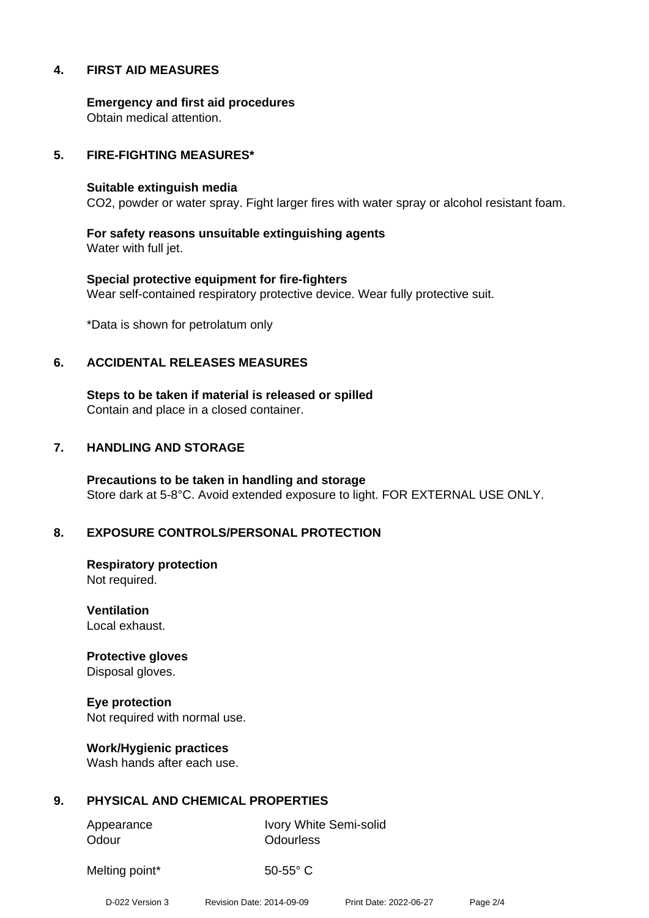## 4. FIRST AID MEASURES

**Emergency and first aid procedures**
Obtain medical attention.

## 5. FIRE-FIGHTING MEASURES*

**Suitable extinguish media**
$CO_2$, powder or water spray. Fight larger fires with water spray or alcohol resistant foam.

**For safety reasons unsuitable extinguishing agents**
Water with full jet.

**Special protective equipment for fire-fighters**
Wear self-contained respiratory protective device. Wear fully protective suit.

*Data is shown for petrolatum only

## 6. ACCIDENTAL RELEASES MEASURES

**Steps to be taken if material is released or spilled**
Contain and place in a closed container.

## 7. HANDLING AND STORAGE

**Precautions to be taken in handling and storage**
Store dark at 5-8°C. Avoid extended exposure to light. FOR EXTERNAL USE ONLY.

## 8. EXPOSURE CONTROLS/PERSONAL PROTECTION

**Respiratory protection**
Not required.

**Ventilation**
Local exhaust.

**Protective gloves**
Disposal gloves.

**Eye protection**
Not required with normal use.

**Work/Hygienic practices**
Wash hands after each use.

## 9. PHYSICAL AND CHEMICAL PROPERTIES

| | |
|---|---|
| Appearance | Ivory White Semi-solid |
| Odour | Odourless |
| Melting point* | 50-55° C |

D-022 Version 3 Revision Date: 2014-09-09 Print Date: 2022-06-27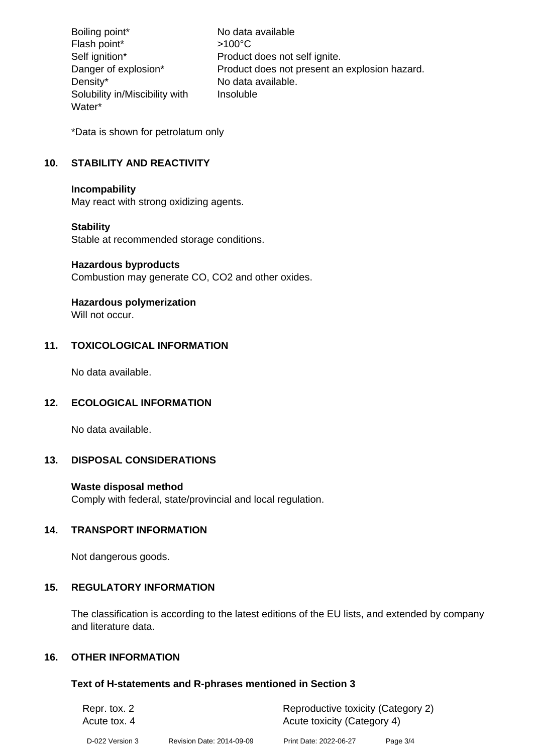| | |
|---|---|
| Boiling point* | No data available |
| Flash point* | >100°C |
| Self ignition* | Product does not self ignite. |
| Danger of explosion* | Product does not present an explosion hazard. |
| Density* | No data available. |
| Solubility in/Miscibility with Water* | Insoluble |

*Data is shown for petrolatum only

## 10. STABILITY AND REACTIVITY

**Incompatibility**
May react with strong oxidizing agents.

**Stability**
Stable at recommended storage conditions.

**Hazardous byproducts**
Combustion may generate CO, $CO_2$ and other oxides.

**Hazardous polymerization**
Will not occur.

## 11. TOXICOLOGICAL INFORMATION

No data available.

## 12. ECOLOGICAL INFORMATION

No data available.

## 13. DISPOSAL CONSIDERATIONS

**Waste disposal method**
Comply with federal, state/provincial and local regulation.

## 14. TRANSPORT INFORMATION

Not dangerous goods.

## 15. REGULATORY INFORMATION

The classification is according to the latest editions of the EU lists, and extended by company and literature data.

## 16. OTHER INFORMATION

### Text of H-statements and R-phrases mentioned in Section 3

| | |
|---|---|
| Repr. tox. 2 | Reproductive toxicity (Category 2) |
| Acute tox. 4 | Acute toxicity (Category 4) |

D-022 Version 3 Revision Date: 2014-09-09 Print Date: 2022-06-27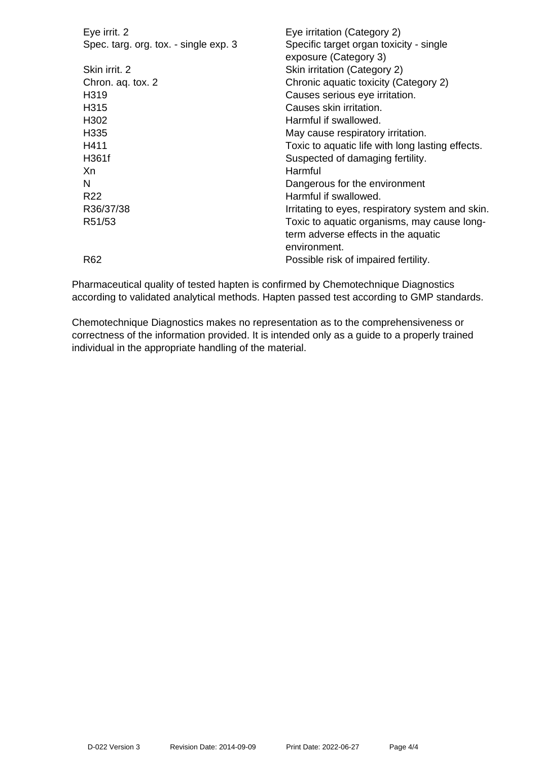| | |
|---|---|
| Eye irrit. 2 | Eye irritation (Category 2) |
| Spec. targ. org. tox. - single exp. 3 | Specific target organ toxicity - single exposure (Category 3) |
| Skin irrit. 2 | Skin irritation (Category 2) |
| Chron. aq. tox. 2 | Chronic aquatic toxicity (Category 2) |
| H319 | Causes serious eye irritation. |
| H315 | Causes skin irritation. |
| H302 | Harmful if swallowed. |
| H335 | May cause respiratory irritation. |
| H411 | Toxic to aquatic life with long lasting effects. |
| H361f | Suspected of damaging fertility. |
| Xn | Harmful |
| N | Dangerous for the environment |
| R22 | Harmful if swallowed. |
| R36/37/38 | Irritating to eyes, respiratory system and skin. |
| R51/53 | Toxic to aquatic organisms, may cause long-term adverse effects in the aquatic environment. |
| R62 | Possible risk of impaired fertility. |

Pharmaceutical quality of tested hapten is confirmed by Chemotechnique Diagnostics according to validated analytical methods. Hapten passed test according to GMP standards.

Chemotechnique Diagnostics makes no representation as to the comprehensiveness or correctness of the information provided. It is intended only as a guide to a properly trained individual in the appropriate handling of the material.

D-022 Version 3 Revision Date: 2014-09-09 Print Date: 2022-06-27